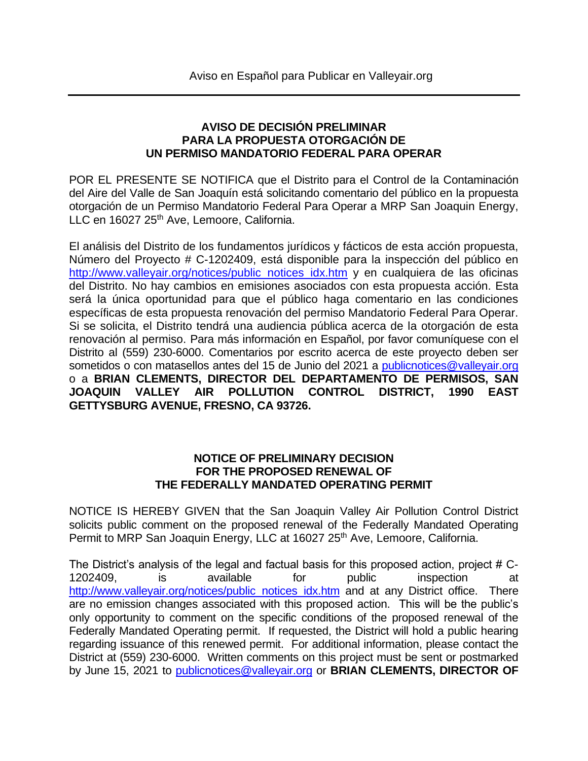Aviso en Español para Publicar en Valleyair.org

---

### AVISO DE DECISIÓN PRELIMINAR PARA LA PROPUESTA OTORGACIÓN DE UN PERMISO MANDATORIO FEDERAL PARA OPERAR

POR EL PRESENTE SE NOTIFICA que el Distrito para el Control de la Contaminación del Aire del Valle de San Joaquín está solicitando comentario del público en la propuesta otorgación de un Permiso Mandatorio Federal Para Operar a MRP San Joaquin Energy, LLC en 16027 25th Ave, Lemoore, California.

El análisis del Distrito de los fundamentos jurídicos y fácticos de esta acción propuesta, Número del Proyecto # C-1202409, está disponible para la inspección del público en http://www.valleyair.org/notices/public_notices_idx.htm y en cualquiera de las oficinas del Distrito. No hay cambios en emisiones asociados con esta propuesta acción. Esta será la única oportunidad para que el público haga comentario en las condiciones específicas de esta propuesta renovación del permiso Mandatorio Federal Para Operar. Si se solicita, el Distrito tendrá una audiencia pública acerca de la otorgación de esta renovación al permiso. Para más información en Español, por favor comuníquese con el Distrito al (559) 230-6000. Comentarios por escrito acerca de este proyecto deben ser sometidos o con matasellos antes del 15 de Junio del 2021 a publicnotices@valleyair.org o a **BRIAN CLEMENTS, DIRECTOR DEL DEPARTAMENTO DE PERMISOS, SAN JOAQUIN VALLEY AIR POLLUTION CONTROL DISTRICT, 1990 EAST GETTYSBURG AVENUE, FRESNO, CA 93726.**

### NOTICE OF PRELIMINARY DECISION FOR THE PROPOSED RENEWAL OF THE FEDERALLY MANDATED OPERATING PERMIT

NOTICE IS HEREBY GIVEN that the San Joaquin Valley Air Pollution Control District solicits public comment on the proposed renewal of the Federally Mandated Operating Permit to MRP San Joaquin Energy, LLC at 16027 25th Ave, Lemoore, California.

The District's analysis of the legal and factual basis for this proposed action, project # C-1202409, is available for public inspection at http://www.valleyair.org/notices/public_notices_idx.htm and at any District office. There are no emission changes associated with this proposed action. This will be the public's only opportunity to comment on the specific conditions of the proposed renewal of the Federally Mandated Operating permit. If requested, the District will hold a public hearing regarding issuance of this renewed permit. For additional information, please contact the District at (559) 230-6000. Written comments on this project must be sent or postmarked by June 15, 2021 to publicnotices@valleyair.org or **BRIAN CLEMENTS, DIRECTOR OF**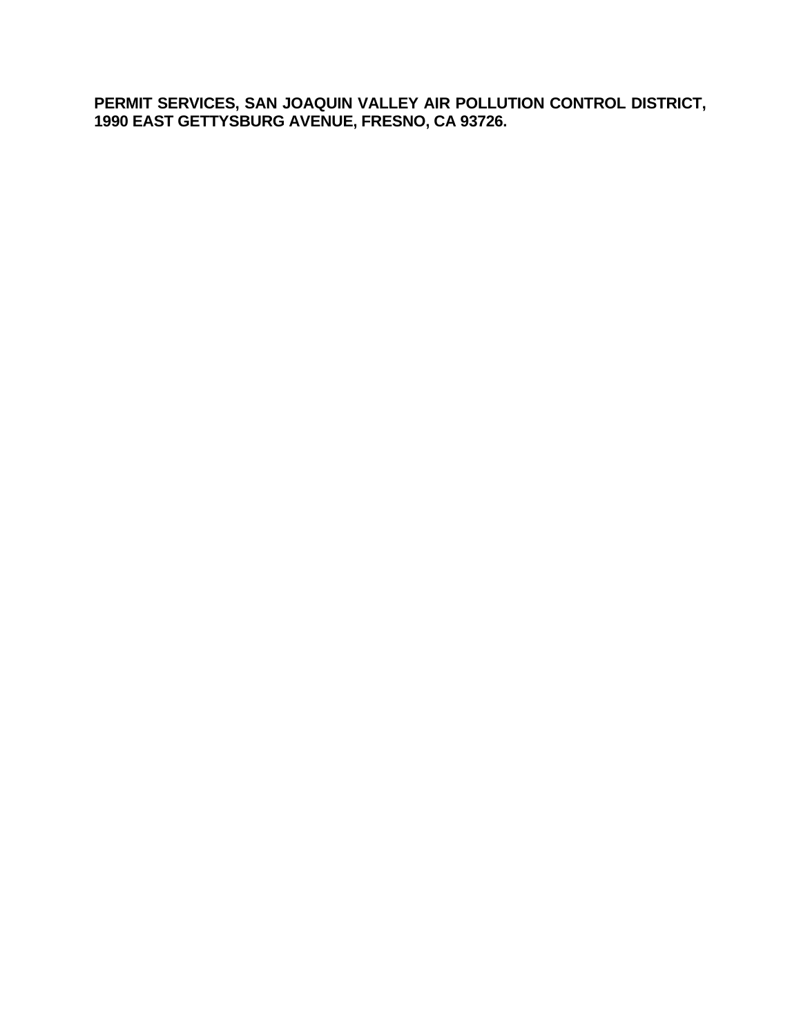**PERMIT SERVICES, SAN JOAQUIN VALLEY AIR POLLUTION CONTROL DISTRICT, 1990 EAST GETTYSBURG AVENUE, FRESNO, CA 93726.**